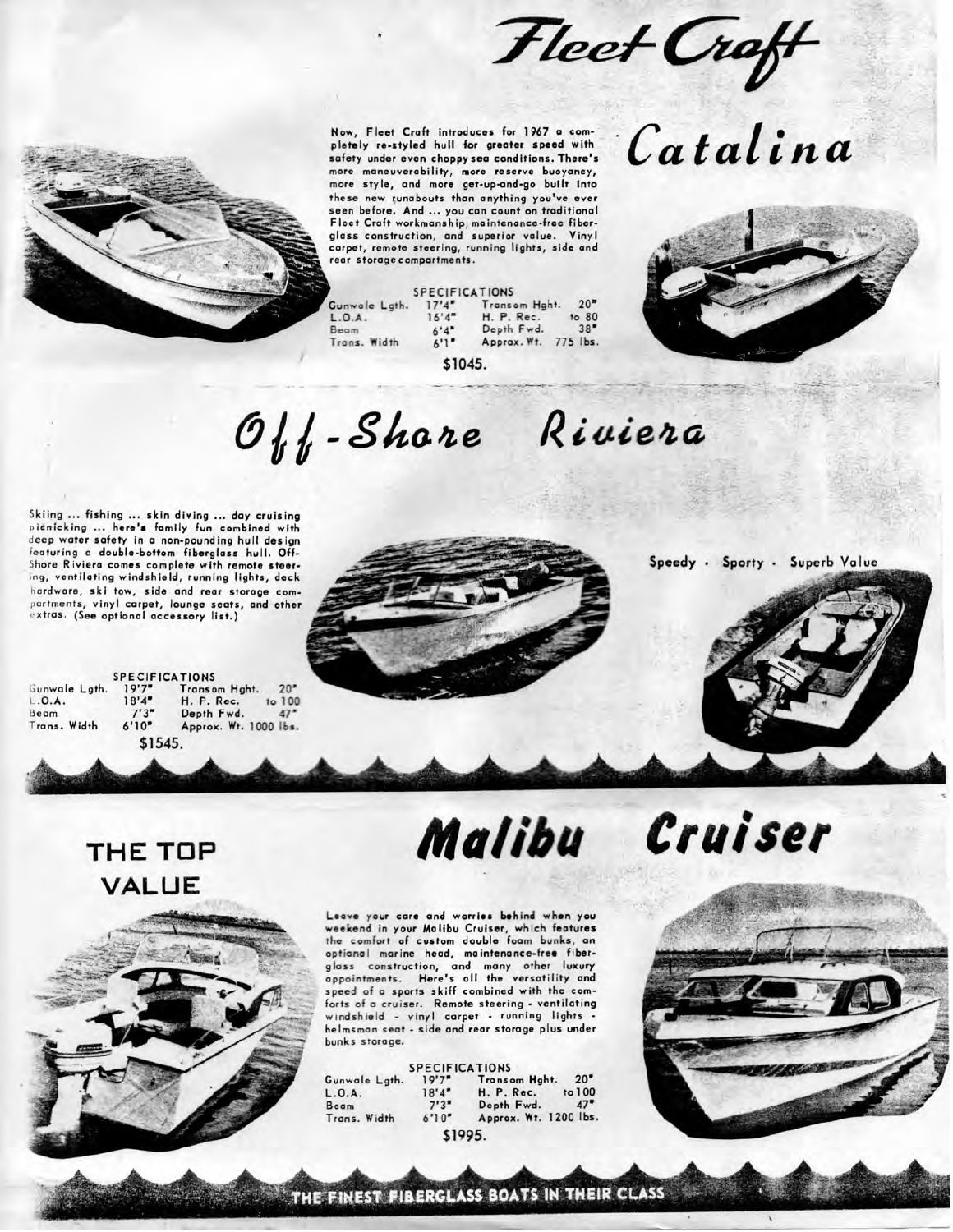# Fleet Craft

## Catalina

Now, Fleet Craft introduces for 1967 a completely re-styled hull for greater speed with safety under even choppy sea conditions. There's more maneuverability, more reserve buoyancy, more style, and more get-up-and-go built into these new runabouts than anything you've ever seen before. And ... you can count on traditional Fleet Craft workmanship, maintenance-free fiberglass construction, and superior value. Vinyl carpet, remote steering, running lights, side and rear storage compartments.

**SPECIFICATIONS**

| | | | |
|---|---|---|---|
| Gunwale Lgth. | 17'4" | Transom Hght. | 20" |
| L.O.A. | 16'4" | H. P. Rec. | to 80 |
| Beam | 6'4" | Depth Fwd. | 38" |
| Trans. Width | 6'1" | Approx. Wt. | 775 lbs. |

**$1045.**

## Off-Shore Riviera

Skiing ... fishing ... skin diving ... day cruising picnicking ... here's family fun combined with deep water safety in a non-pounding hull design featuring a double-bottom fiberglass hull. Off-Shore Riviera comes complete with remote steering, ventilating windshield, running lights, deck hardware, ski tow, side and rear storage compartments, vinyl carpet, lounge seats, and other extras. (See optional accessory list.)

Speedy · Sporty · Superb Value

**SPECIFICATIONS**

| | | | |
|---|---|---|---|
| Gunwale Lgth. | 19'7" | Transom Hght. | 20" |
| L.O.A. | 18'4" | H. P. Rec. | to 100 |
| Beam | 7'3" | Depth Fwd. | 47" |
| Trans. Width | 6'10" | Approx. Wt. | 1000 lbs. |

**$1545.**

## Malibu Cruiser

**THE TOP VALUE**

Leave your care and worries behind when you weekend in your Malibu Cruiser, which features the comfort of custom double foam bunks, an optional marine head, maintenance-free fiberglass construction, and many other luxury appointments. Here's all the versatility and speed of a sports skiff combined with the comforts of a cruiser. Remote steering - ventilating windshield - vinyl carpet - running lights - helmsman seat - side and rear storage plus under bunks storage.

**SPECIFICATIONS**

| | | | |
|---|---|---|---|
| Gunwale Lgth. | 19'7" | Transom Hght. | 20" |
| L.O.A. | 18'4" | H. P. Rec. | to 100 |
| Beam | 7'3" | Depth Fwd. | 47" |
| Trans. Width | 6'10" | Approx. Wt. | 1200 lbs. |

**$1995.**

THE FINEST FIBERGLASS BOATS IN THEIR CLASS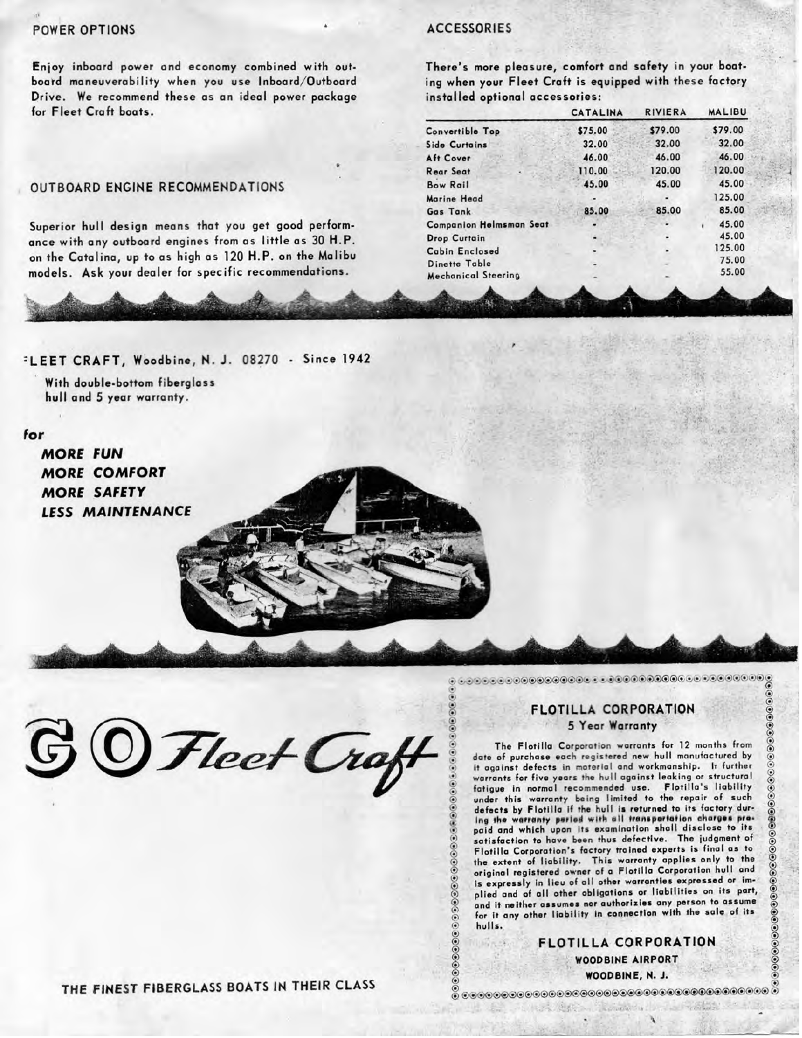## POWER OPTIONS

Enjoy inboard power and economy combined with outboard maneuverability when you use Inboard/Outboard Drive. We recommend these as an ideal power package for Fleet Craft boats.

## OUTBOARD ENGINE RECOMMENDATIONS

Superior hull design means that you get good performance with any outboard engines from as little as 30 H.P. on the Catalina, up to as high as 120 H.P. on the Malibu models. Ask your dealer for specific recommendations.

## ACCESSORIES

There's more pleasure, comfort and safety in your boating when your Fleet Craft is equipped with these factory installed optional accessories:

| | CATALINA | RIVIERA | MALIBU |
|---|---|---|---|
| Convertible Top | $75.00 | $79.00 | $79.00 |
| Side Curtains | 32.00 | 32.00 | 32.00 |
| Aft Cover | 46.00 | 46.00 | 46.00 |
| Rear Seat | 110.00 | 120.00 | 120.00 |
| Bow Rail | 45.00 | 45.00 | 45.00 |
| Marine Head | - | - | 125.00 |
| Gas Tank | 85.00 | 85.00 | 85.00 |
| Companion Helmsman Seat | - | - | 45.00 |
| Drop Curtain | - | - | 45.00 |
| Cabin Enclosed | - | - | 125.00 |
| Dinette Table | - | - | 75.00 |
| Mechanical Steering | - | - | 55.00 |

FLEET CRAFT, Woodbine, N. J. 08270 - Since 1942

With double-bottom fiberglass hull and 5 year warranty.

*for*

***MORE FUN***
***MORE COMFORT***
***MORE SAFETY***
***LESS MAINTENANCE***

# GO Fleet Craft

THE FINEST FIBERGLASS BOATS IN THEIR CLASS

### FLOTILLA CORPORATION
**5 Year Warranty**

The Flotilla Corporation warrants for 12 months from date of purchase each registered new hull manufactured by it against defects in material and workmanship. It further warrants for five years the hull against leaking or structural fatigue in normal recommended use. Flotilla's liability under this warranty being limited to the repair of such defects by Flotilla if the hull is returned to its factory during the warranty period with all transportation charges prepaid and which upon its examination shall disclose to its satisfaction to have been thus defective. The judgment of Flotilla Corporation's factory trained experts is final as to the extent of liability. This warranty applies only to the original registered owner of a Flotilla Corporation hull and is expressly in lieu of all other warranties expressed or implied and of all other obligations or liabilities on its part, and it neither assumes nor authorizies any person to assume for it any other liability in connection with the sale of its hulls.

**FLOTILLA CORPORATION**
**WOODBINE AIRPORT**
**WOODBINE, N. J.**